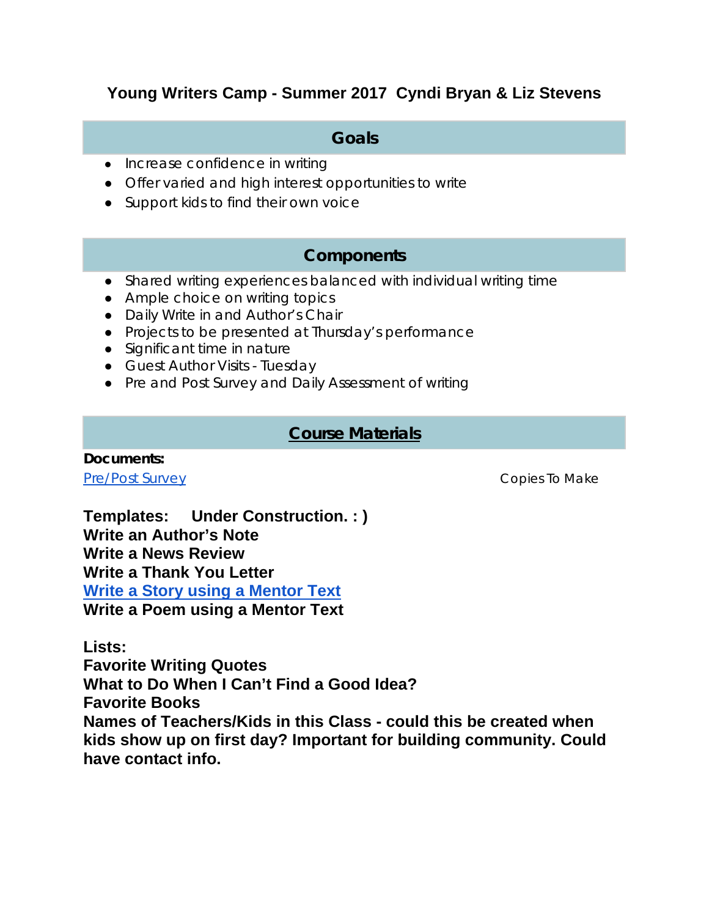# Young Writers Camp - Summer 2017 Cyndi Bryan & Liz Stevens

## Goals

- Increase confidence in writing
- Offer varied and high interest opportunities to write
- Support kids to find their own voice

## Components

- Shared writing experiences balanced with individual writing time
- Ample choice on writing topics
- Daily Write in and Author's Chair
- Projects to be presented at Thursday's performance
- Significant time in nature
- Guest Author Visits - Tuesday
- Pre and Post Survey and Daily Assessment of writing

## Course Materials

**Documents:**

Pre/Post Survey Copies To Make

**Templates: Under Construction. : )**
**Write an Author's Note**
**Write a News Review**
**Write a Thank You Letter**
**Write a Story using a Mentor Text**
**Write a Poem using a Mentor Text**

**Lists:**
**Favorite Writing Quotes**
**What to Do When I Can't Find a Good Idea?**
**Favorite Books**
**Names of Teachers/Kids in this Class - could this be created when kids show up on first day? Important for building community. Could have contact info.**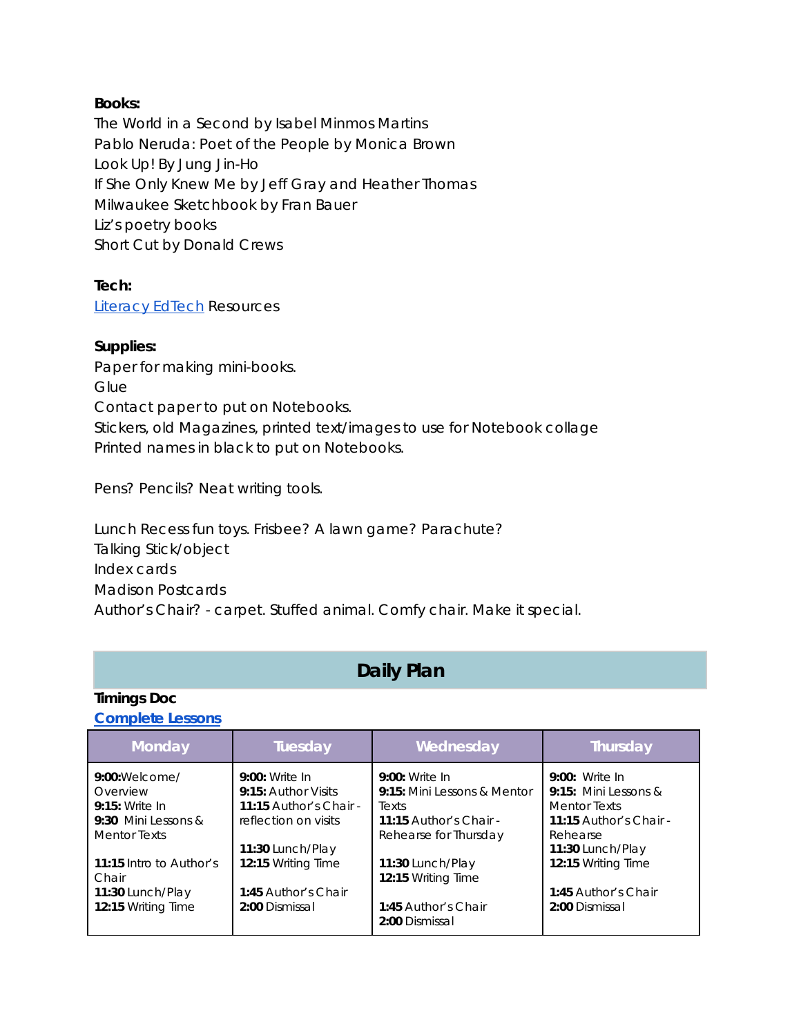**Books:**
The World in a Second by Isabel Minmos Martins
Pablo Neruda: Poet of the People by Monica Brown
Look Up! By Jung Jin-Ho
If She Only Knew Me by Jeff Gray and Heather Thomas
Milwaukee Sketchbook by Fran Bauer
Liz's poetry books
Short Cut by Donald Crews

**Tech:**
Literacy EdTech Resources

**Supplies:**
Paper for making mini-books.
Glue
Contact paper to put on Notebooks.
Stickers, old Magazines, printed text/images to use for Notebook collage
Printed names in black to put on Notebooks.

Pens? Pencils? Neat writing tools.

Lunch Recess fun toys. Frisbee? A lawn game? Parachute?
Talking Stick/object
Index cards
Madison Postcards
Author's Chair? - carpet. Stuffed animal. Comfy chair. Make it special.

## Daily Plan

**Timings Doc**
**Complete Lessons**

| Monday | Tuesday | Wednesday | Thursday |
|---|---|---|---|
| **9:00:** Welcome/ Overview<br>**9:15:** Write In<br>**9:30** Mini Lessons & Mentor Texts<br><br>**11:15** Intro to Author's Chair<br>**11:30** Lunch/Play<br>**12:15** Writing Time | **9:00:** Write In<br>**9:15:** Author Visits<br>**11:15** Author's Chair - reflection on visits<br><br>**11:30** Lunch/Play<br>**12:15** Writing Time<br><br>**1:45** Author's Chair<br>**2:00** Dismissal | **9:00:** Write In<br>**9:15:** Mini Lessons & Mentor Texts<br>**11:15** Author's Chair - Rehearse for Thursday<br><br>**11:30** Lunch/Play<br>**12:15** Writing Time<br><br>**1:45** Author's Chair<br>**2:00** Dismissal | **9:00:** Write In<br>**9:15:** Mini Lessons & Mentor Texts<br>**11:15** Author's Chair - Rehearse<br>**11:30** Lunch/Play<br>**12:15** Writing Time<br><br>**1:45** Author's Chair<br>**2:00** Dismissal |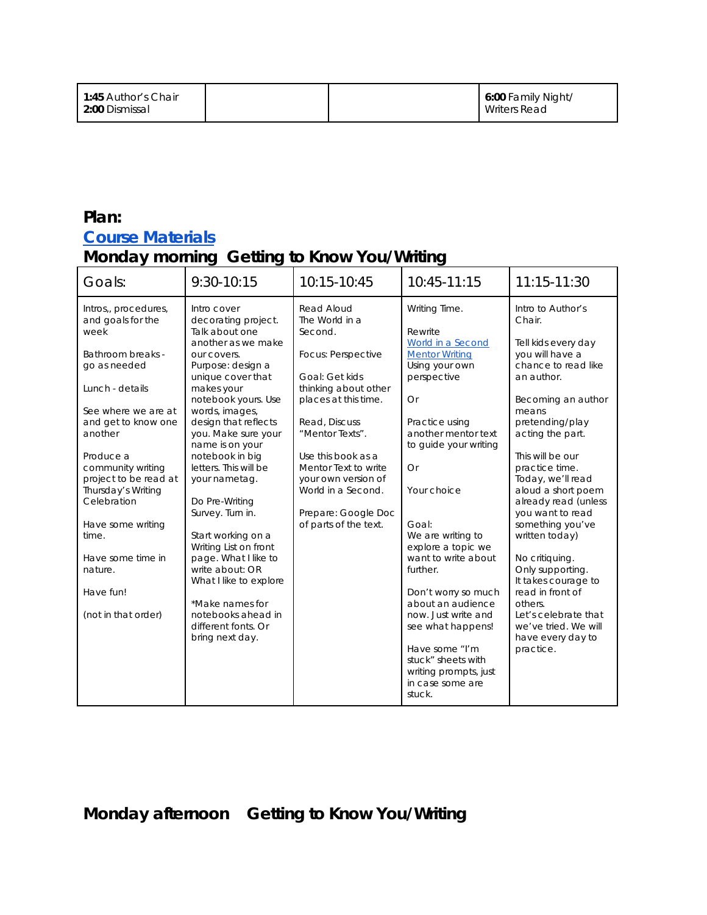| | | | |
|---|---|---|---|
| **1:45** Author's Chair<br>**2:00** Dismissal | | | **6:00** Family Night/ Writers Read |

**Plan:**

## [Course Materials]()

## Monday morning  Getting to Know You/Writing

| Goals: | 9:30-10:15 | 10:15-10:45 | 10:45-11:15 | 11:15-11:30 |
|---|---|---|---|---|
| Intros,, procedures, and goals for the week<br><br>Bathroom breaks - go as needed<br><br>Lunch - details<br><br>See where we are at and get to know one another<br><br>Produce a community writing project to be read at Thursday's Writing Celebration<br><br>Have some writing time.<br><br>Have some time in nature.<br><br>Have fun!<br><br>(not in that order) | Intro cover decorating project. Talk about one another as we make our covers. Purpose: design a unique cover that makes your notebook yours. Use words, images, design that reflects you. Make sure your name is on your notebook in big letters. This will be your nametag.<br><br>Do Pre-Writing Survey. Turn in.<br><br>Start working on a Writing List on front page. What I like to write about: OR What I like to explore<br><br>*Make names for notebooks ahead in different fonts. Or bring next day. | Read Aloud The World in a Second.<br><br>Focus: Perspective<br><br>Goal: Get kids thinking about other places at this time.<br><br>Read, Discuss "Mentor Texts".<br><br>Use this book as a Mentor Text to write your own version of World in a Second.<br><br>Prepare: Google Doc of parts of the text. | Writing Time.<br><br>Rewrite [World in a Second Mentor Writing]() Using your own perspective<br><br>Or<br><br>Practice using another mentor text to guide your writing<br><br>Or<br><br>Your choice<br><br>Goal:<br>We are writing to explore a topic we want to write about further.<br><br>Don't worry so much about an audience now. Just write and see what happens!<br><br>Have some "I'm stuck" sheets with writing prompts, just in case some are stuck. | Intro to Author's Chair.<br><br>Tell kids every day you will have a chance to read like an author.<br><br>Becoming an author means pretending/play acting the part.<br><br>This will be our practice time. Today, we'll read aloud a short poem already read (unless you want to read something you've written today)<br><br>No critiquing. Only supporting. It takes courage to read in front of others. Let's celebrate that we've tried. We will have every day to practice. |

## Monday afternoon   Getting to Know You/Writing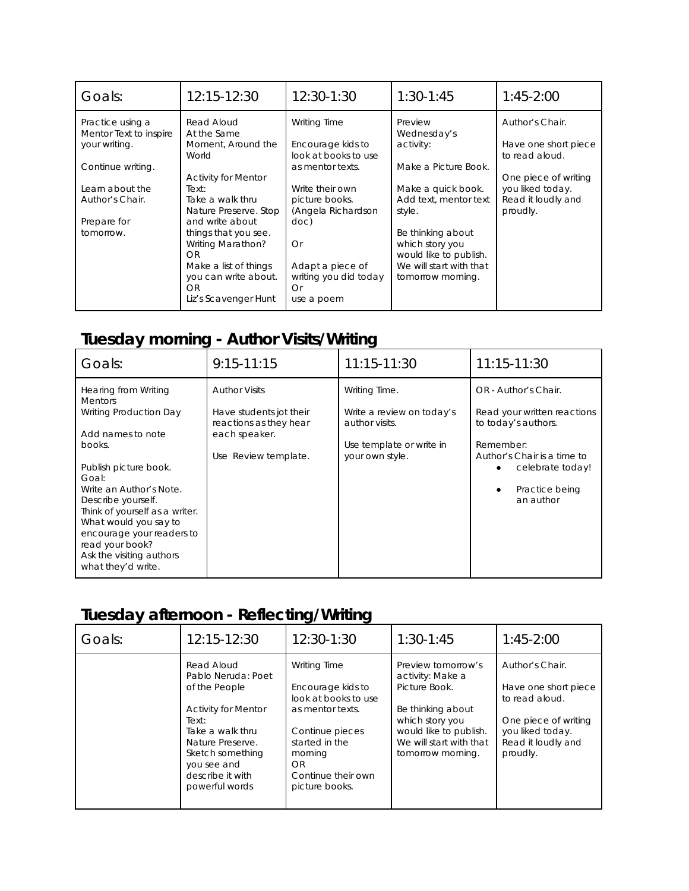| Goals: | 12:15-12:30 | 12:30-1:30 | 1:30-1:45 | 1:45-2:00 |
|---|---|---|---|---|
| Practice using a Mentor Text to inspire your writing.<br><br>Continue writing.<br><br>Learn about the Author's Chair.<br><br>Prepare for tomorrow. | Read Aloud At the Same Moment, Around the World<br><br>Activity for Mentor Text:<br>Take a walk thru Nature Preserve. Stop and write about things that you see. Writing Marathon?<br>OR<br>Make a list of things you can write about.<br>OR<br>Liz's Scavenger Hunt | Writing Time<br><br>Encourage kids to look at books to use as mentor texts.<br><br>Write their own picture books. (Angela Richardson doc)<br><br>Or<br><br>Adapt a piece of writing you did today<br>Or<br>use a poem | Preview Wednesday's activity:<br><br>Make a Picture Book.<br><br>Make a quick book. Add text, mentor text style.<br><br>Be thinking about which story you would like to publish. We will start with that tomorrow morning. | Author's Chair.<br><br>Have one short piece to read aloud.<br><br>One piece of writing you liked today. Read it loudly and proudly. |

## Tuesday morning - Author Visits/Writing

| Goals: | 9:15-11:15 | 11:15-11:30 | 11:15-11:30 |
|---|---|---|---|
| Hearing from Writing Mentors<br>Writing Production Day<br><br>Add names to note books.<br><br>Publish picture book.<br>Goal:<br>Write an Author's Note.<br>Describe yourself.<br>Think of yourself as a writer.<br>What would you say to encourage your readers to read your book?<br>Ask the visiting authors what they'd write. | Author Visits<br><br>Have students jot their reactions as they hear each speaker.<br><br>Use Review template. | Writing Time.<br><br>Write a review on today's author visits.<br><br>Use template or write in your own style. | OR - Author's Chair.<br><br>Read your written reactions to today's authors.<br><br>Remember:<br>Author's Chair is a time to<br>• celebrate today!<br>• Practice being an author |

## Tuesday afternoon - Reflecting/Writing

| Goals: | 12:15-12:30 | 12:30-1:30 | 1:30-1:45 | 1:45-2:00 |
|---|---|---|---|---|
| | Read Aloud Pablo Neruda: Poet of the People<br><br>Activity for Mentor Text:<br>Take a walk thru Nature Preserve. Sketch something you see and describe it with powerful words | Writing Time<br><br>Encourage kids to look at books to use as mentor texts.<br><br>Continue pieces started in the morning<br>OR<br>Continue their own picture books. | Preview tomorrow's activity: Make a Picture Book.<br><br>Be thinking about which story you would like to publish. We will start with that tomorrow morning. | Author's Chair.<br><br>Have one short piece to read aloud.<br><br>One piece of writing you liked today. Read it loudly and proudly. |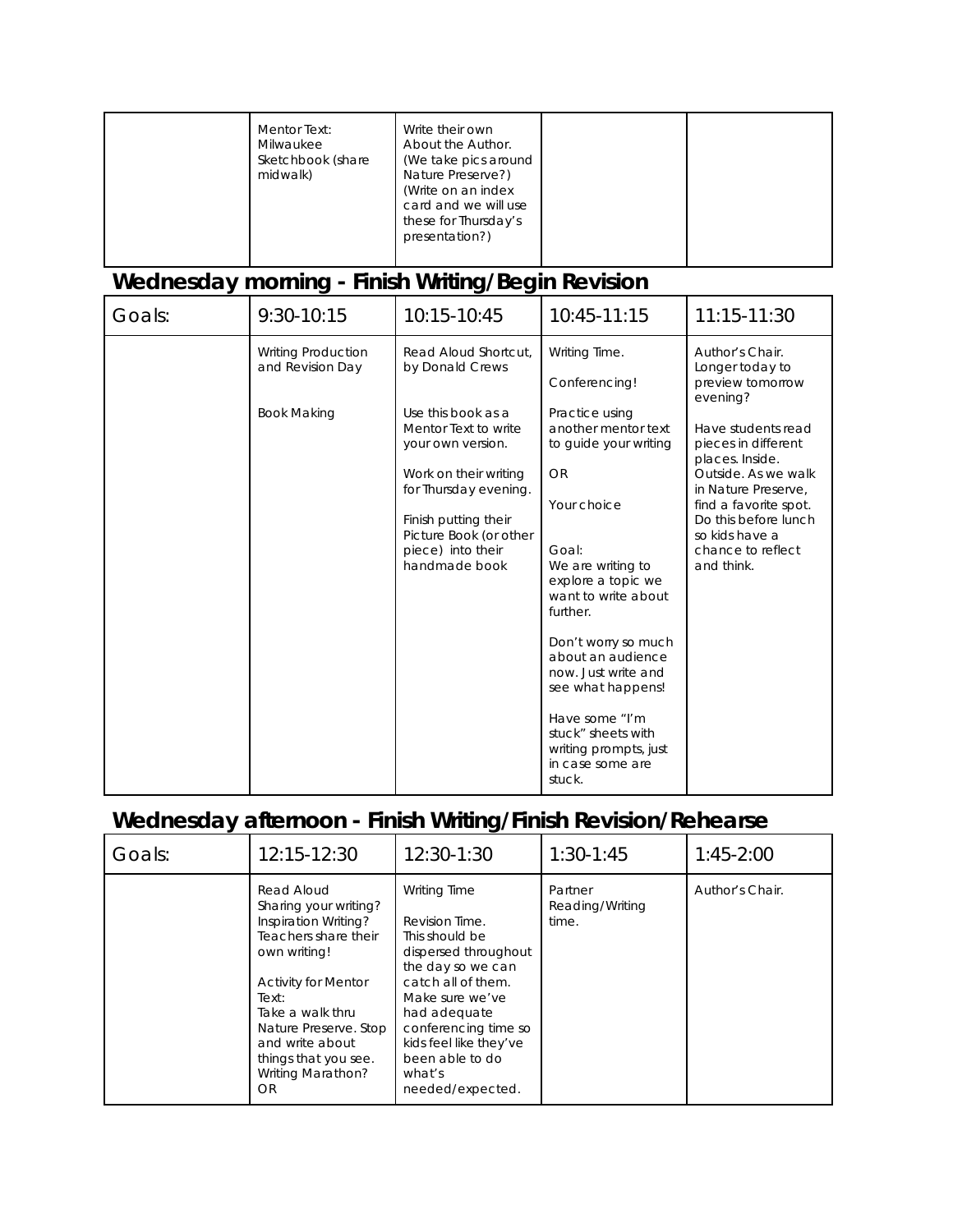| | | | | |
|---|---|---|---|---|
| | Mentor Text: Milwaukee Sketchbook (share midwalk) | Write their own About the Author. (We take pics around Nature Preserve?) (Write on an index card and we will use these for Thursday's presentation?) | | |

## Wednesday morning - Finish Writing/Begin Revision

| Goals: | 9:30-10:15 | 10:15-10:45 | 10:45-11:15 | 11:15-11:30 |
|---|---|---|---|---|
| | Writing Production and Revision Day<br><br>Book Making | Read Aloud Shortcut, by Donald Crews<br><br>Use this book as a Mentor Text to write your own version.<br><br>Work on their writing for Thursday evening.<br><br>Finish putting their Picture Book (or other piece) into their handmade book | Writing Time.<br><br>Conferencing!<br><br>Practice using another mentor text to guide your writing<br><br>OR<br><br>Your choice<br><br>Goal:<br>We are writing to explore a topic we want to write about further.<br><br>Don't worry so much about an audience now. Just write and see what happens!<br><br>Have some "I'm stuck" sheets with writing prompts, just in case some are stuck. | Author's Chair. Longer today to preview tomorrow evening?<br><br>Have students read pieces in different places. Inside. Outside. As we walk in Nature Preserve, find a favorite spot. Do this before lunch so kids have a chance to reflect and think. |

## Wednesday afternoon - Finish Writing/Finish Revision/Rehearse

| Goals: | 12:15-12:30 | 12:30-1:30 | 1:30-1:45 | 1:45-2:00 |
|---|---|---|---|---|
| | Read Aloud<br>Sharing your writing?<br>Inspiration Writing?<br>Teachers share their own writing!<br><br>Activity for Mentor Text:<br>Take a walk thru Nature Preserve. Stop and write about things that you see.<br>Writing Marathon?<br>OR | Writing Time<br><br>Revision Time.<br>This should be dispersed throughout the day so we can catch all of them. Make sure we've had adequate conferencing time so kids feel like they've been able to do what's needed/expected. | Partner Reading/Writing time. | Author's Chair. |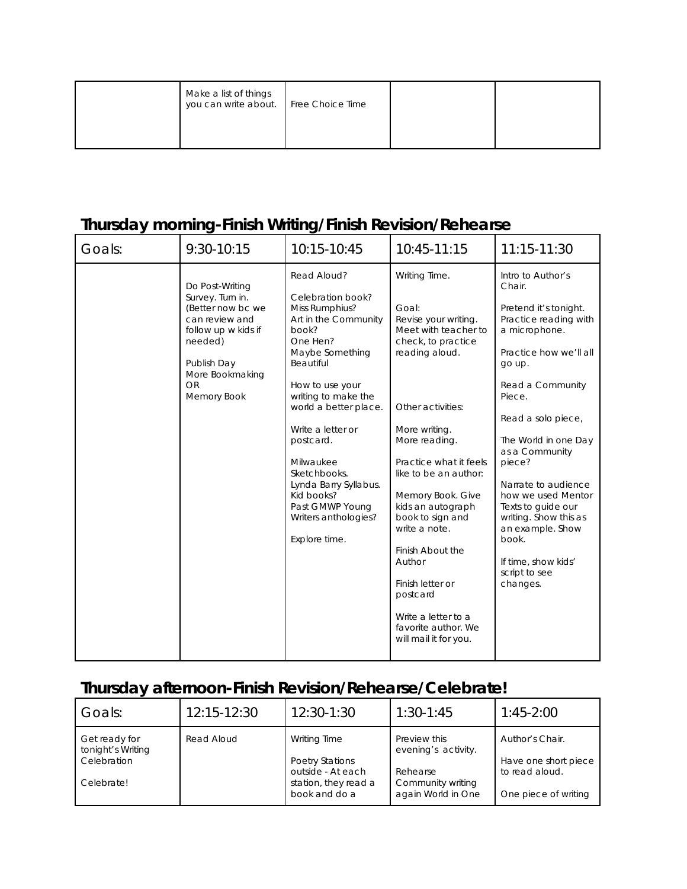| | | | | |
|---|---|---|---|---|
| | Make a list of things you can write about. | Free Choice Time | | |

## Thursday morning-Finish Writing/Finish Revision/Rehearse

| Goals: | 9:30-10:15 | 10:15-10:45 | 10:45-11:15 | 11:15-11:30 |
|---|---|---|---|---|
| | Do Post-Writing Survey. Turn in. (Better now bc we can review and follow up w kids if needed)<br><br>Publish Day<br>More Bookmaking<br>OR<br>Memory Book | Read Aloud?<br><br>Celebration book?<br>Miss Rumphius?<br>Art in the Community book?<br>One Hen?<br>Maybe Something Beautiful<br><br>How to use your writing to make the world a better place.<br><br>Write a letter or postcard.<br><br>Milwaukee Sketchbooks.<br>Lynda Barry Syllabus.<br>Kid books?<br>Past GMWP Young Writers anthologies?<br><br>Explore time. | Writing Time.<br><br>Goal:<br>Revise your writing. Meet with teacher to check, to practice reading aloud.<br><br>Other activities:<br><br>More writing.<br>More reading.<br><br>Practice what it feels like to be an author:<br><br>Memory Book. Give kids an autograph book to sign and write a note.<br><br>Finish About the Author<br><br>Finish letter or postcard<br><br>Write a letter to a favorite author. We will mail it for you. | Intro to Author's Chair.<br><br>Pretend it's tonight. Practice reading with a microphone.<br><br>Practice how we'll all go up.<br><br>Read a Community Piece.<br><br>Read a solo piece,<br><br>The World in one Day as a Community piece?<br><br>Narrate to audience how we used Mentor Texts to guide our writing. Show this as an example. Show book.<br><br>If time, show kids' script to see changes. |

## Thursday afternoon-Finish Revision/Rehearse/Celebrate!

| Goals: | 12:15-12:30 | 12:30-1:30 | 1:30-1:45 | 1:45-2:00 |
|---|---|---|---|---|
| Get ready for tonight's Writing Celebration<br><br>Celebrate! | Read Aloud | Writing Time<br><br>Poetry Stations outside - At each station, they read a book and do a | Preview this evening's activity.<br><br>Rehearse Community writing again World in One | Author's Chair.<br><br>Have one short piece to read aloud.<br><br>One piece of writing |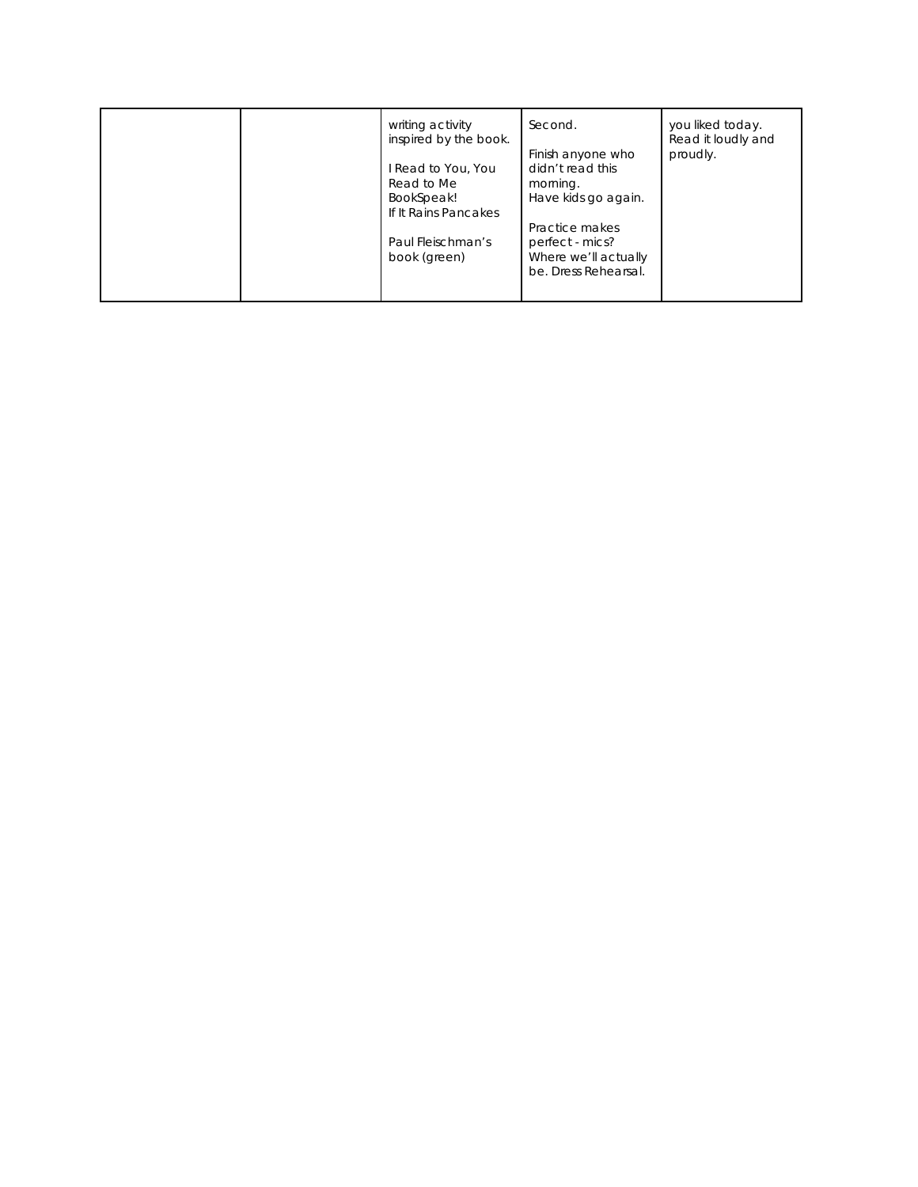| | | | | |
|---|---|---|---|---|
| | | writing activity inspired by the book.<br><br>I Read to You, You Read to Me<br>BookSpeak!<br>If It Rains Pancakes<br><br>Paul Fleischman's book (green) | Second.<br><br>Finish anyone who didn't read this morning.<br>Have kids go again.<br><br>Practice makes perfect - mics? Where we'll actually be. Dress Rehearsal. | you liked today. Read it loudly and proudly. |